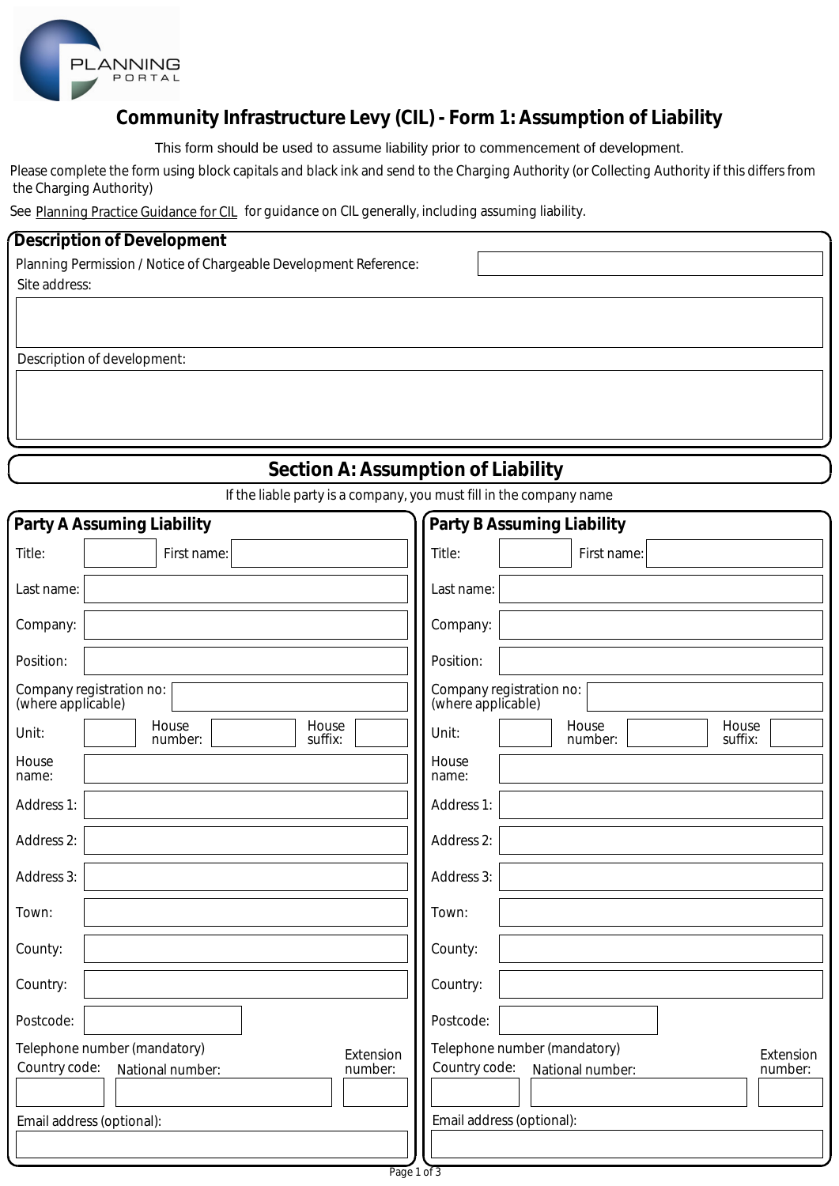# Community Infrastructure Levy (CIL) - Form 1: Assumption of Liability

This form should be used to assume liability prior to commencement of development.

Please complete the form using block capitals and black ink and send to the Charging Authority (or Collecting Authority if this differs from the Charging Authority)

See Planning Practice Guidance for CIL for guidance on CIL generally, including assuming liability.

## Description of Development

Planning Permission / Notice of Chargeable Development Reference:

Site address:

Description of development:

## Section A: Assumption of Liability

If the liable party is a company, you must fill in the company name

### Party A Assuming Liability

Title:

First name:

Last name:

Company:

Position:

Company registration no: (where applicable)

Unit:

House number:

House suffix:

House name:

Address 1:

Address 2:

Address 3:

Town:

County:

Country:

Postcode:

Telephone number (mandatory)

Country code:

National number:

Extension number:

Email address (optional):

### Party B Assuming Liability

Title:

First name:

Last name:

Company:

Position:

Company registration no: (where applicable)

Unit:

House number:

House suffix:

House name:

Address 1:

Address 2:

Address 3:

Town:

County:

Country:

Postcode:

Telephone number (mandatory)

Country code:

National number:

Extension number:

Email address (optional):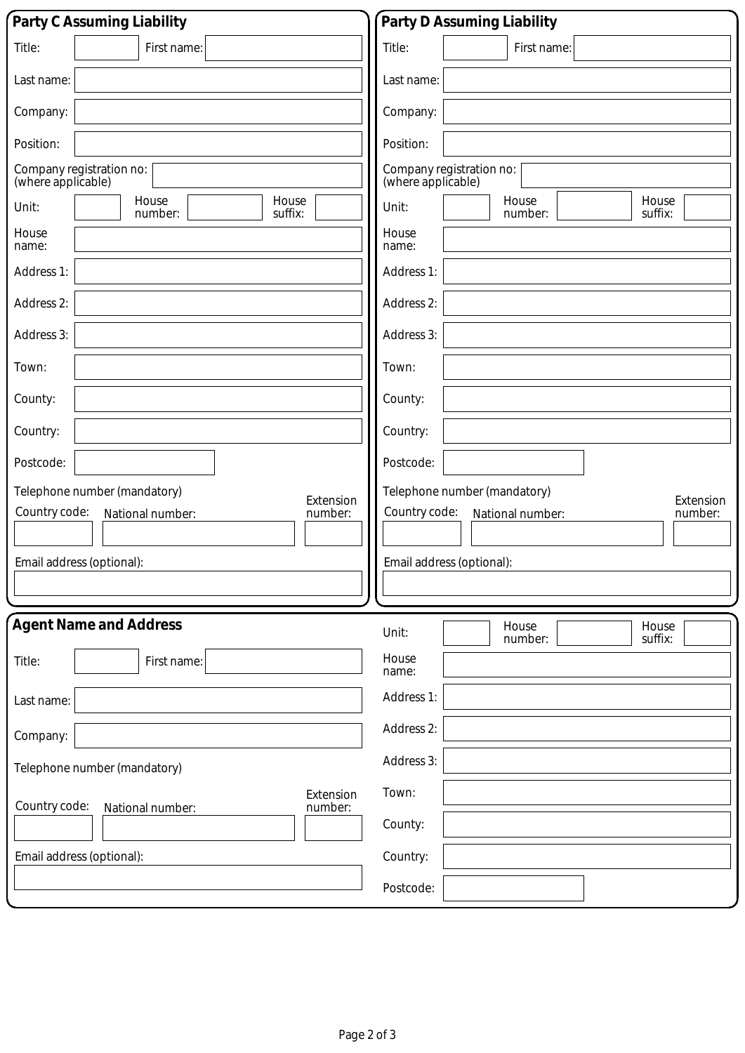## Party C Assuming Liability

Title: First name:

Last name:

Company:

Position:

Company registration no: (where applicable)

Unit: House number: House suffix:

House name:

Address 1:

Address 2:

Address 3:

Town:

County:

Country:

Postcode:

Telephone number (mandatory)

Country code: National number: Extension number:

Email address (optional):

## Party D Assuming Liability

Title: First name:

Last name:

Company:

Position:

Company registration no: (where applicable)

Unit: House number: House suffix:

House name:

Address 1:

Address 2:

Address 3:

Town:

County:

Country:

Postcode:

Telephone number (mandatory)

Country code: National number: Extension number:

Email address (optional):

## Agent Name and Address

Title: First name:

Last name:

Company:

Telephone number (mandatory)

Country code: National number: Extension number:

Email address (optional):

Unit: House number: House suffix:

House name:

Address 1:

Address 2:

Address 3:

Town:

County:

Country:

Postcode: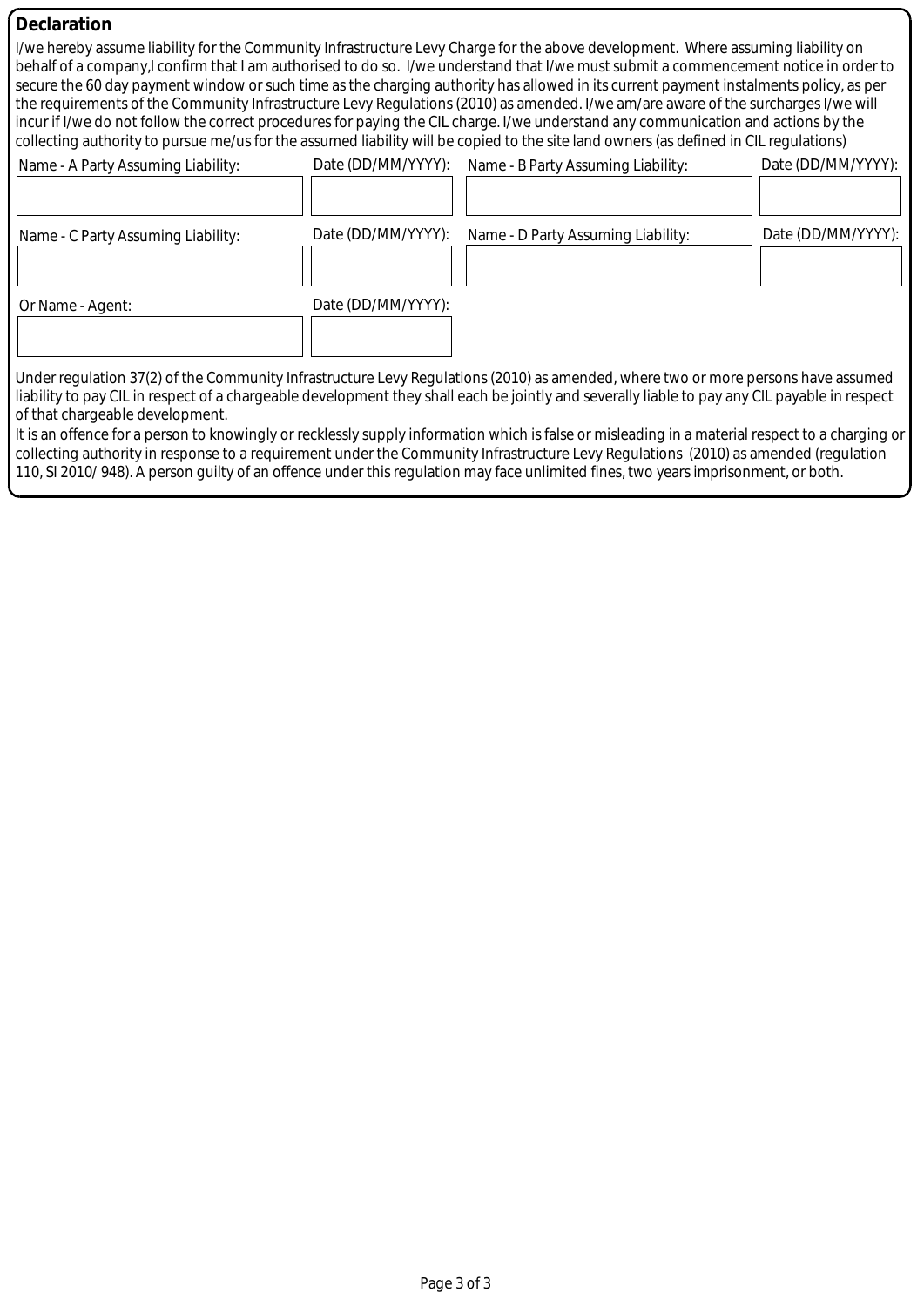## Declaration

I/we hereby assume liability for the Community Infrastructure Levy Charge for the above development. Where assuming liability on behalf of a company,I confirm that I am authorised to do so. I/we understand that I/we must submit a commencement notice in order to secure the 60 day payment window or such time as the charging authority has allowed in its current payment instalments policy, as per the requirements of the Community Infrastructure Levy Regulations (2010) as amended. I/we am/are aware of the surcharges I/we will incur if I/we do not follow the correct procedures for paying the CIL charge. I/we understand any communication and actions by the collecting authority to pursue me/us for the assumed liability will be copied to the site land owners (as defined in CIL regulations)

| Name - A Party Assuming Liability: | Date (DD/MM/YYYY): | Name - B Party Assuming Liability: | Date (DD/MM/YYYY): |
|---|---|---|---|
| | | | |

| Name - C Party Assuming Liability: | Date (DD/MM/YYYY): | Name - D Party Assuming Liability: | Date (DD/MM/YYYY): |
|---|---|---|---|
| | | | |

| Or Name - Agent: | Date (DD/MM/YYYY): |
|---|---|
| | |

Under regulation 37(2) of the Community Infrastructure Levy Regulations (2010) as amended, where two or more persons have assumed liability to pay CIL in respect of a chargeable development they shall each be jointly and severally liable to pay any CIL payable in respect of that chargeable development.

It is an offence for a person to knowingly or recklessly supply information which is false or misleading in a material respect to a charging or collecting authority in response to a requirement under the Community Infrastructure Levy Regulations (2010) as amended (regulation 110, SI 2010/ 948). A person guilty of an offence under this regulation may face unlimited fines, two years imprisonment, or both.